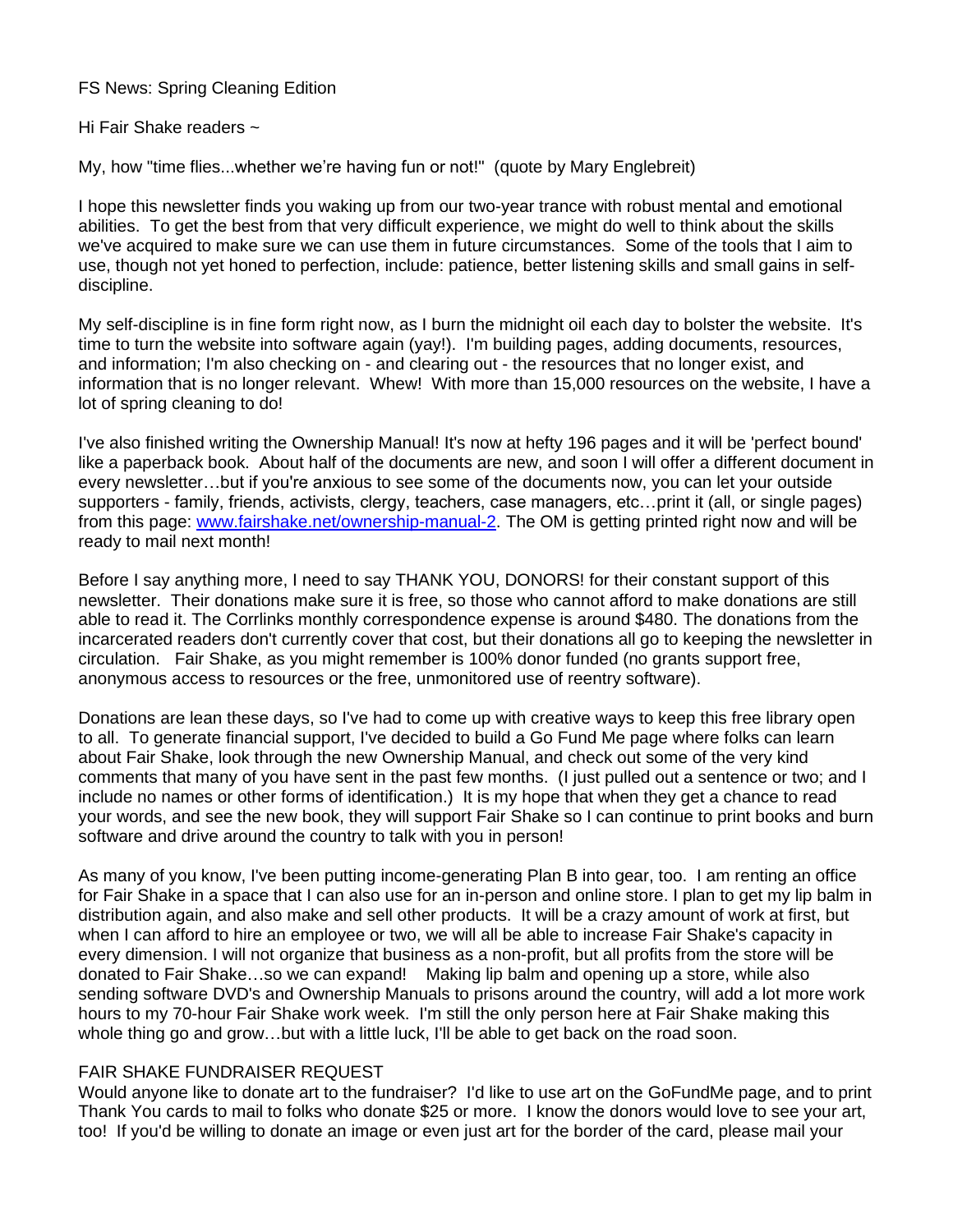FS News: Spring Cleaning Edition

Hi Fair Shake readers ~

My, how "time flies...whether we're having fun or not!" (quote by Mary Englebreit)

I hope this newsletter finds you waking up from our two-year trance with robust mental and emotional abilities. To get the best from that very difficult experience, we might do well to think about the skills we've acquired to make sure we can use them in future circumstances. Some of the tools that I aim to use, though not yet honed to perfection, include: patience, better listening skills and small gains in self-discipline.

My self-discipline is in fine form right now, as I burn the midnight oil each day to bolster the website. It's time to turn the website into software again (yay!). I'm building pages, adding documents, resources, and information; I'm also checking on - and clearing out - the resources that no longer exist, and information that is no longer relevant. Whew! With more than 15,000 resources on the website, I have a lot of spring cleaning to do!

I've also finished writing the Ownership Manual! It's now at hefty 196 pages and it will be 'perfect bound' like a paperback book. About half of the documents are new, and soon I will offer a different document in every newsletter…but if you're anxious to see some of the documents now, you can let your outside supporters - family, friends, activists, clergy, teachers, case managers, etc…print it (all, or single pages) from this page: [www.fairshake.net/ownership-manual-2](www.fairshake.net/ownership-manual-2). The OM is getting printed right now and will be ready to mail next month!

Before I say anything more, I need to say THANK YOU, DONORS! for their constant support of this newsletter. Their donations make sure it is free, so those who cannot afford to make donations are still able to read it. The Corrlinks monthly correspondence expense is around $480. The donations from the incarcerated readers don't currently cover that cost, but their donations all go to keeping the newsletter in circulation. Fair Shake, as you might remember is 100% donor funded (no grants support free, anonymous access to resources or the free, unmonitored use of reentry software).

Donations are lean these days, so I've had to come up with creative ways to keep this free library open to all. To generate financial support, I've decided to build a Go Fund Me page where folks can learn about Fair Shake, look through the new Ownership Manual, and check out some of the very kind comments that many of you have sent in the past few months. (I just pulled out a sentence or two; and I include no names or other forms of identification.) It is my hope that when they get a chance to read your words, and see the new book, they will support Fair Shake so I can continue to print books and burn software and drive around the country to talk with you in person!

As many of you know, I've been putting income-generating Plan B into gear, too. I am renting an office for Fair Shake in a space that I can also use for an in-person and online store. I plan to get my lip balm in distribution again, and also make and sell other products. It will be a crazy amount of work at first, but when I can afford to hire an employee or two, we will all be able to increase Fair Shake's capacity in every dimension. I will not organize that business as a non-profit, but all profits from the store will be donated to Fair Shake…so we can expand! Making lip balm and opening up a store, while also sending software DVD's and Ownership Manuals to prisons around the country, will add a lot more work hours to my 70-hour Fair Shake work week. I'm still the only person here at Fair Shake making this whole thing go and grow…but with a little luck, I'll be able to get back on the road soon.

FAIR SHAKE FUNDRAISER REQUEST

Would anyone like to donate art to the fundraiser? I'd like to use art on the GoFundMe page, and to print Thank You cards to mail to folks who donate $25 or more. I know the donors would love to see your art, too! If you'd be willing to donate an image or even just art for the border of the card, please mail your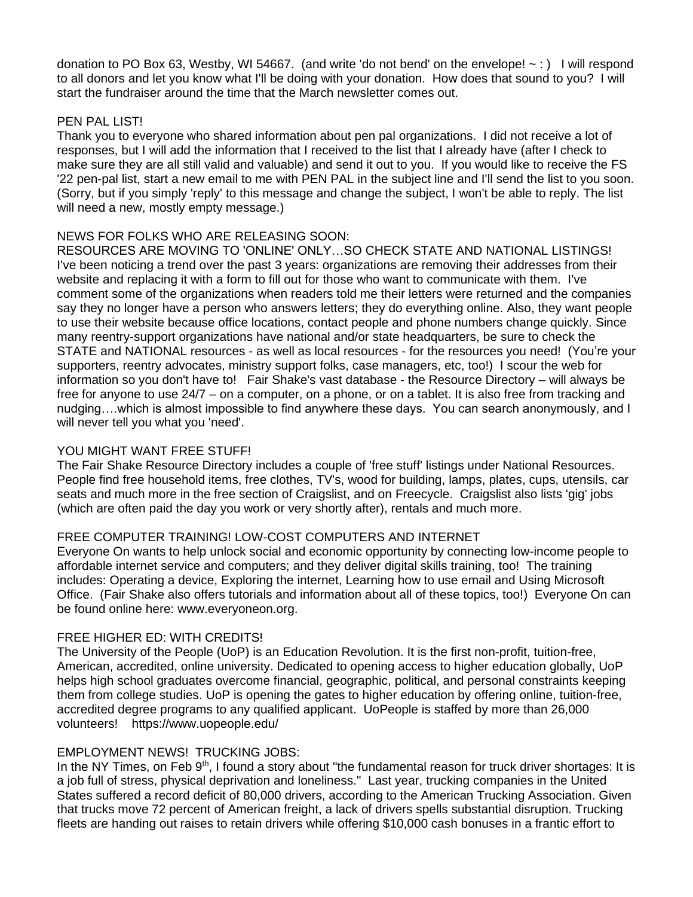donation to PO Box 63, Westby, WI 54667. (and write 'do not bend' on the envelope! ~ : ) I will respond to all donors and let you know what I'll be doing with your donation. How does that sound to you? I will start the fundraiser around the time that the March newsletter comes out.

PEN PAL LIST!

Thank you to everyone who shared information about pen pal organizations. I did not receive a lot of responses, but I will add the information that I received to the list that I already have (after I check to make sure they are all still valid and valuable) and send it out to you. If you would like to receive the FS '22 pen-pal list, start a new email to me with PEN PAL in the subject line and I'll send the list to you soon. (Sorry, but if you simply 'reply' to this message and change the subject, I won't be able to reply. The list will need a new, mostly empty message.)

NEWS FOR FOLKS WHO ARE RELEASING SOON:

RESOURCES ARE MOVING TO 'ONLINE' ONLY…SO CHECK STATE AND NATIONAL LISTINGS!

I've been noticing a trend over the past 3 years: organizations are removing their addresses from their website and replacing it with a form to fill out for those who want to communicate with them. I've comment some of the organizations when readers told me their letters were returned and the companies say they no longer have a person who answers letters; they do everything online. Also, they want people to use their website because office locations, contact people and phone numbers change quickly. Since many reentry-support organizations have national and/or state headquarters, be sure to check the STATE and NATIONAL resources - as well as local resources - for the resources you need! (You're your supporters, reentry advocates, ministry support folks, case managers, etc, too!) I scour the web for information so you don't have to! Fair Shake's vast database - the Resource Directory – will always be free for anyone to use 24/7 – on a computer, on a phone, or on a tablet. It is also free from tracking and nudging….which is almost impossible to find anywhere these days. You can search anonymously, and I will never tell you what you 'need'.

YOU MIGHT WANT FREE STUFF!

The Fair Shake Resource Directory includes a couple of 'free stuff' listings under National Resources. People find free household items, free clothes, TV's, wood for building, lamps, plates, cups, utensils, car seats and much more in the free section of Craigslist, and on Freecycle. Craigslist also lists 'gig' jobs (which are often paid the day you work or very shortly after), rentals and much more.

FREE COMPUTER TRAINING! LOW-COST COMPUTERS AND INTERNET

Everyone On wants to help unlock social and economic opportunity by connecting low-income people to affordable internet service and computers; and they deliver digital skills training, too! The training includes: Operating a device, Exploring the internet, Learning how to use email and Using Microsoft Office. (Fair Shake also offers tutorials and information about all of these topics, too!) Everyone On can be found online here: www.everyoneon.org.

FREE HIGHER ED: WITH CREDITS!

The University of the People (UoP) is an Education Revolution. It is the first non-profit, tuition-free, American, accredited, online university. Dedicated to opening access to higher education globally, UoP helps high school graduates overcome financial, geographic, political, and personal constraints keeping them from college studies. UoP is opening the gates to higher education by offering online, tuition-free, accredited degree programs to any qualified applicant. UoPeople is staffed by more than 26,000 volunteers! https://www.uopeople.edu/

EMPLOYMENT NEWS! TRUCKING JOBS:

In the NY Times, on Feb 9th, I found a story about "the fundamental reason for truck driver shortages: It is a job full of stress, physical deprivation and loneliness." Last year, trucking companies in the United States suffered a record deficit of 80,000 drivers, according to the American Trucking Association. Given that trucks move 72 percent of American freight, a lack of drivers spells substantial disruption. Trucking fleets are handing out raises to retain drivers while offering $10,000 cash bonuses in a frantic effort to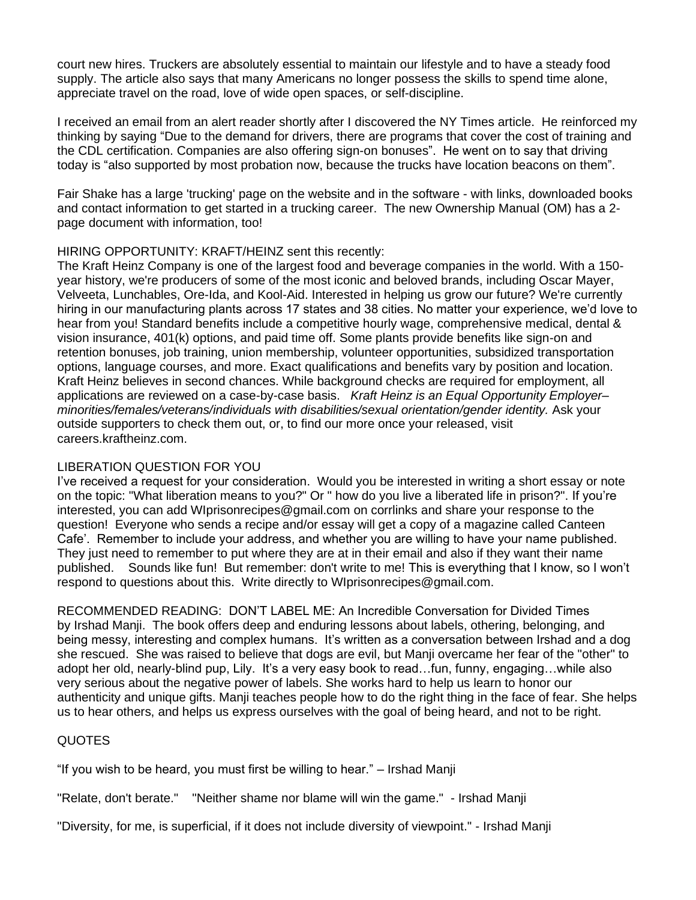court new hires. Truckers are absolutely essential to maintain our lifestyle and to have a steady food supply. The article also says that many Americans no longer possess the skills to spend time alone, appreciate travel on the road, love of wide open spaces, or self-discipline.

I received an email from an alert reader shortly after I discovered the NY Times article. He reinforced my thinking by saying "Due to the demand for drivers, there are programs that cover the cost of training and the CDL certification. Companies are also offering sign-on bonuses". He went on to say that driving today is "also supported by most probation now, because the trucks have location beacons on them".

Fair Shake has a large 'trucking' page on the website and in the software - with links, downloaded books and contact information to get started in a trucking career. The new Ownership Manual (OM) has a 2-page document with information, too!

HIRING OPPORTUNITY: KRAFT/HEINZ sent this recently:
The Kraft Heinz Company is one of the largest food and beverage companies in the world. With a 150-year history, we're producers of some of the most iconic and beloved brands, including Oscar Mayer, Velveeta, Lunchables, Ore-Ida, and Kool-Aid. Interested in helping us grow our future? We're currently hiring in our manufacturing plants across 17 states and 38 cities. No matter your experience, we'd love to hear from you! Standard benefits include a competitive hourly wage, comprehensive medical, dental & vision insurance, 401(k) options, and paid time off. Some plants provide benefits like sign-on and retention bonuses, job training, union membership, volunteer opportunities, subsidized transportation options, language courses, and more. Exact qualifications and benefits vary by position and location. Kraft Heinz believes in second chances. While background checks are required for employment, all applications are reviewed on a case-by-case basis. *Kraft Heinz is an Equal Opportunity Employer– minorities/females/veterans/individuals with disabilities/sexual orientation/gender identity.* Ask your outside supporters to check them out, or, to find our more once your released, visit careers.kraftheinz.com.

LIBERATION QUESTION FOR YOU
I've received a request for your consideration. Would you be interested in writing a short essay or note on the topic: "What liberation means to you?" Or " how do you live a liberated life in prison?". If you're interested, you can add WIprisonrecipes@gmail.com on corrlinks and share your response to the question! Everyone who sends a recipe and/or essay will get a copy of a magazine called Canteen Cafe'. Remember to include your address, and whether you are willing to have your name published. They just need to remember to put where they are at in their email and also if they want their name published. Sounds like fun! But remember: don't write to me! This is everything that I know, so I won't respond to questions about this. Write directly to WIprisonrecipes@gmail.com.

RECOMMENDED READING: DON'T LABEL ME: An Incredible Conversation for Divided Times by Irshad Manji. The book offers deep and enduring lessons about labels, othering, belonging, and being messy, interesting and complex humans. It's written as a conversation between Irshad and a dog she rescued. She was raised to believe that dogs are evil, but Manji overcame her fear of the "other" to adopt her old, nearly-blind pup, Lily. It's a very easy book to read…fun, funny, engaging…while also very serious about the negative power of labels. She works hard to help us learn to honor our authenticity and unique gifts. Manji teaches people how to do the right thing in the face of fear. She helps us to hear others, and helps us express ourselves with the goal of being heard, and not to be right.

QUOTES

"If you wish to be heard, you must first be willing to hear." – Irshad Manji

"Relate, don't berate." "Neither shame nor blame will win the game." - Irshad Manji

"Diversity, for me, is superficial, if it does not include diversity of viewpoint." - Irshad Manji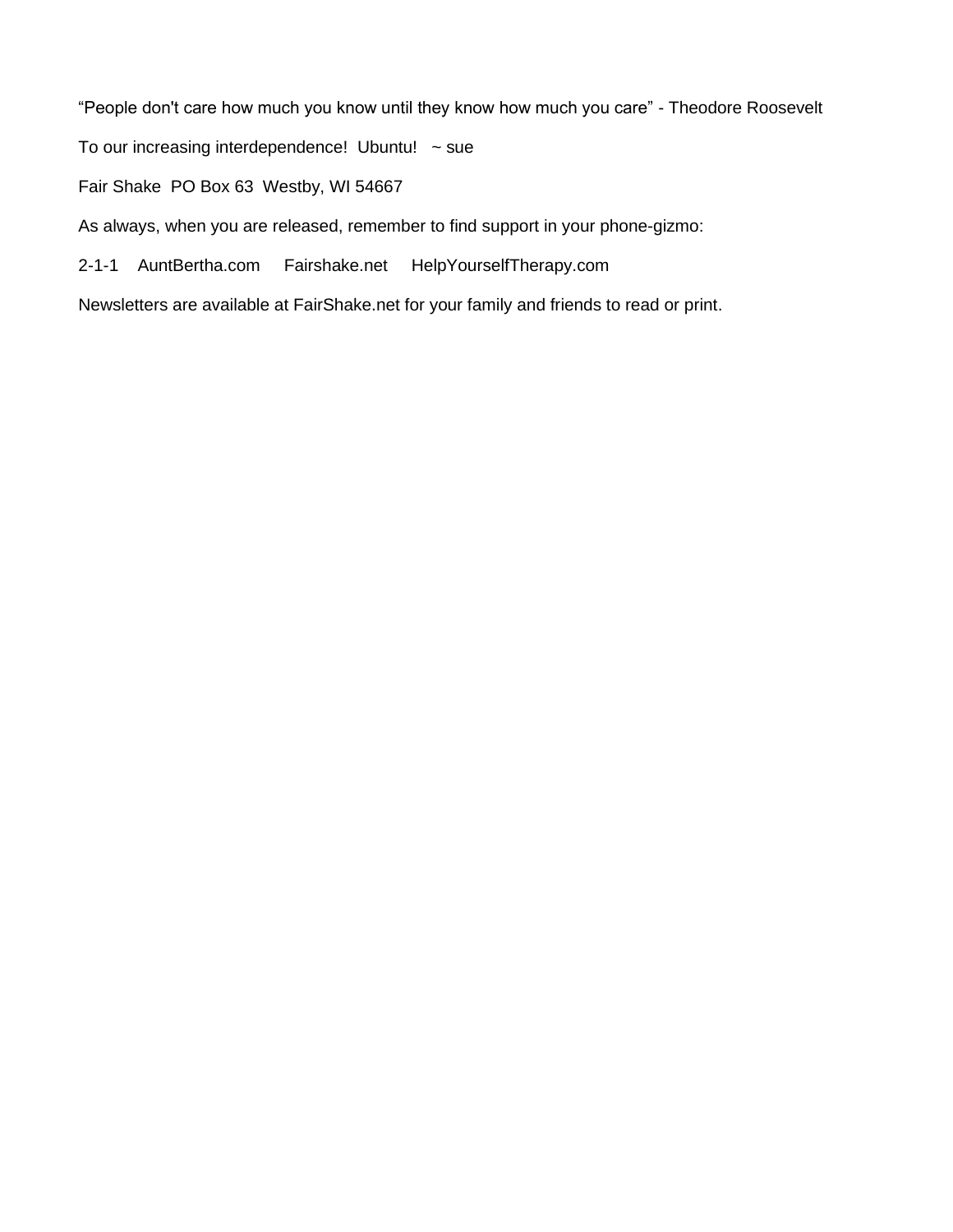“People don't care how much you know until they know how much you care” - Theodore Roosevelt

To our increasing interdependence! Ubuntu! ~ sue

Fair Shake PO Box 63 Westby, WI 54667

As always, when you are released, remember to find support in your phone-gizmo:

2-1-1 AuntBertha.com Fairshake.net HelpYourselfTherapy.com

Newsletters are available at FairShake.net for your family and friends to read or print.